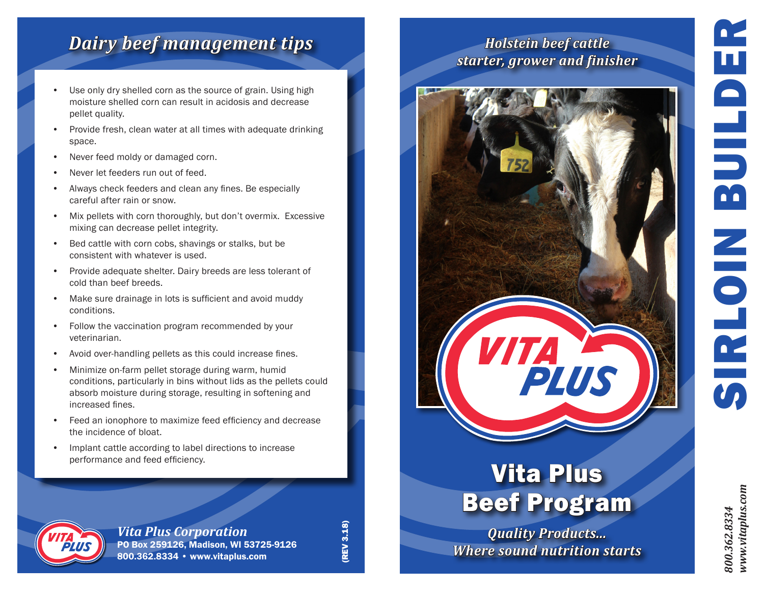# Dairy beef management tips

- Use only dry shelled corn as the source of grain. Using high moisture shelled corn can result in acidosis and decrease pellet quality.
- Provide fresh, clean water at all times with adequate drinking space.
- Never feed moldy or damaged corn.
- Never let feeders run out of feed.
- Always check feeders and clean any fines. Be especially careful after rain or snow.
- Mix pellets with corn thoroughly, but don't overmix. Excessive mixing can decrease pellet integrity.
- Bed cattle with corn cobs, shavings or stalks, but be consistent with whatever is used.
- Provide adequate shelter. Dairy breeds are less tolerant of cold than beef breeds.
- Make sure drainage in lots is sufficient and avoid muddy conditions.
- Follow the vaccination program recommended by your veterinarian.
- Avoid over-handling pellets as this could increase fines.
- Minimize on-farm pellet storage during warm, humid conditions, particularly in bins without lids as the pellets could absorb moisture during storage, resulting in softening and increased fines.
- Feed an ionophore to maximize feed efficiency and decrease the incidence of bloat.
- Implant cattle according to label directions to increase performance and feed efficiency.

*Vita Plus Corporation*
**PO Box 259126, Madison, WI 53725-9126**
**800.362.8334 • www.vitaplus.com**

(REV 3.18)

*Holstein beef cattle starter, grower and finisher*

# Vita Plus Beef Program

*Quality Products... Where sound nutrition starts*

# SIRLOIN BUILDER

*800.362.8334*
*www.vitaplus.com*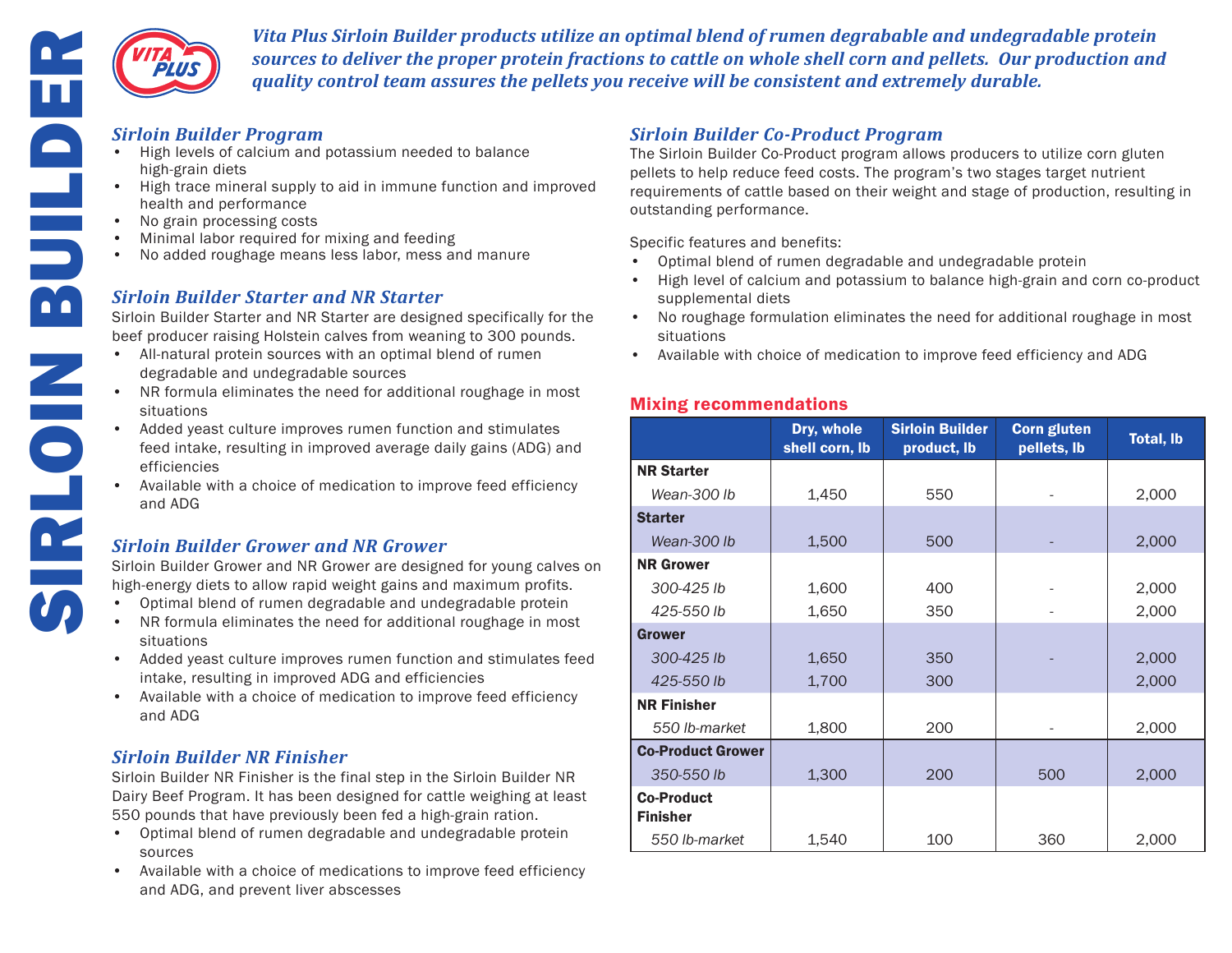# SIRLOIN BUILDER

***Vita Plus Sirloin Builder products utilize an optimal blend of rumen degradable and undegradable protein sources to deliver the proper protein fractions to cattle on whole shell corn and pellets. Our production and quality control team assures the pellets you receive will be consistent and extremely durable.***

## *Sirloin Builder Program*

- High levels of calcium and potassium needed to balance high-grain diets
- High trace mineral supply to aid in immune function and improved health and performance
- No grain processing costs
- Minimal labor required for mixing and feeding
- No added roughage means less labor, mess and manure

## *Sirloin Builder Starter and NR Starter*

Sirloin Builder Starter and NR Starter are designed specifically for the beef producer raising Holstein calves from weaning to 300 pounds.

- All-natural protein sources with an optimal blend of rumen degradable and undegradable sources
- NR formula eliminates the need for additional roughage in most situations
- Added yeast culture improves rumen function and stimulates feed intake, resulting in improved average daily gains (ADG) and efficiencies
- Available with a choice of medication to improve feed efficiency and ADG

## *Sirloin Builder Grower and NR Grower*

Sirloin Builder Grower and NR Grower are designed for young calves on high-energy diets to allow rapid weight gains and maximum profits.

- Optimal blend of rumen degradable and undegradable protein
- NR formula eliminates the need for additional roughage in most situations
- Added yeast culture improves rumen function and stimulates feed intake, resulting in improved ADG and efficiencies
- Available with a choice of medication to improve feed efficiency and ADG

## *Sirloin Builder NR Finisher*

Sirloin Builder NR Finisher is the final step in the Sirloin Builder NR Dairy Beef Program. It has been designed for cattle weighing at least 550 pounds that have previously been fed a high-grain ration.

- Optimal blend of rumen degradable and undegradable protein sources
- Available with a choice of medications to improve feed efficiency and ADG, and prevent liver abscesses

## *Sirloin Builder Co-Product Program*

The Sirloin Builder Co-Product program allows producers to utilize corn gluten pellets to help reduce feed costs. The program's two stages target nutrient requirements of cattle based on their weight and stage of production, resulting in outstanding performance.

Specific features and benefits:

- Optimal blend of rumen degradable and undegradable protein
- High level of calcium and potassium to balance high-grain and corn co-product supplemental diets
- No roughage formulation eliminates the need for additional roughage in most situations
- Available with choice of medication to improve feed efficiency and ADG

## Mixing recommendations

| | Dry, whole shell corn, lb | Sirloin Builder product, lb | Corn gluten pellets, lb | Total, lb |
|---|---|---|---|---|
| **NR Starter** | | | | |
| *Wean-300 lb* | 1,450 | 550 | - | 2,000 |
| **Starter** | | | | |
| *Wean-300 lb* | 1,500 | 500 | - | 2,000 |
| **NR Grower** | | | | |
| *300-425 lb* | 1,600 | 400 | - | 2,000 |
| *425-550 lb* | 1,650 | 350 | - | 2,000 |
| **Grower** | | | | |
| *300-425 lb* | 1,650 | 350 | - | 2,000 |
| *425-550 lb* | 1,700 | 300 | | 2,000 |
| **NR Finisher** | | | | |
| *550 lb-market* | 1,800 | 200 | - | 2,000 |
| **Co-Product Grower** | | | | |
| *350-550 lb* | 1,300 | 200 | 500 | 2,000 |
| **Co-Product Finisher** | | | | |
| *550 lb-market* | 1,540 | 100 | 360 | 2,000 |